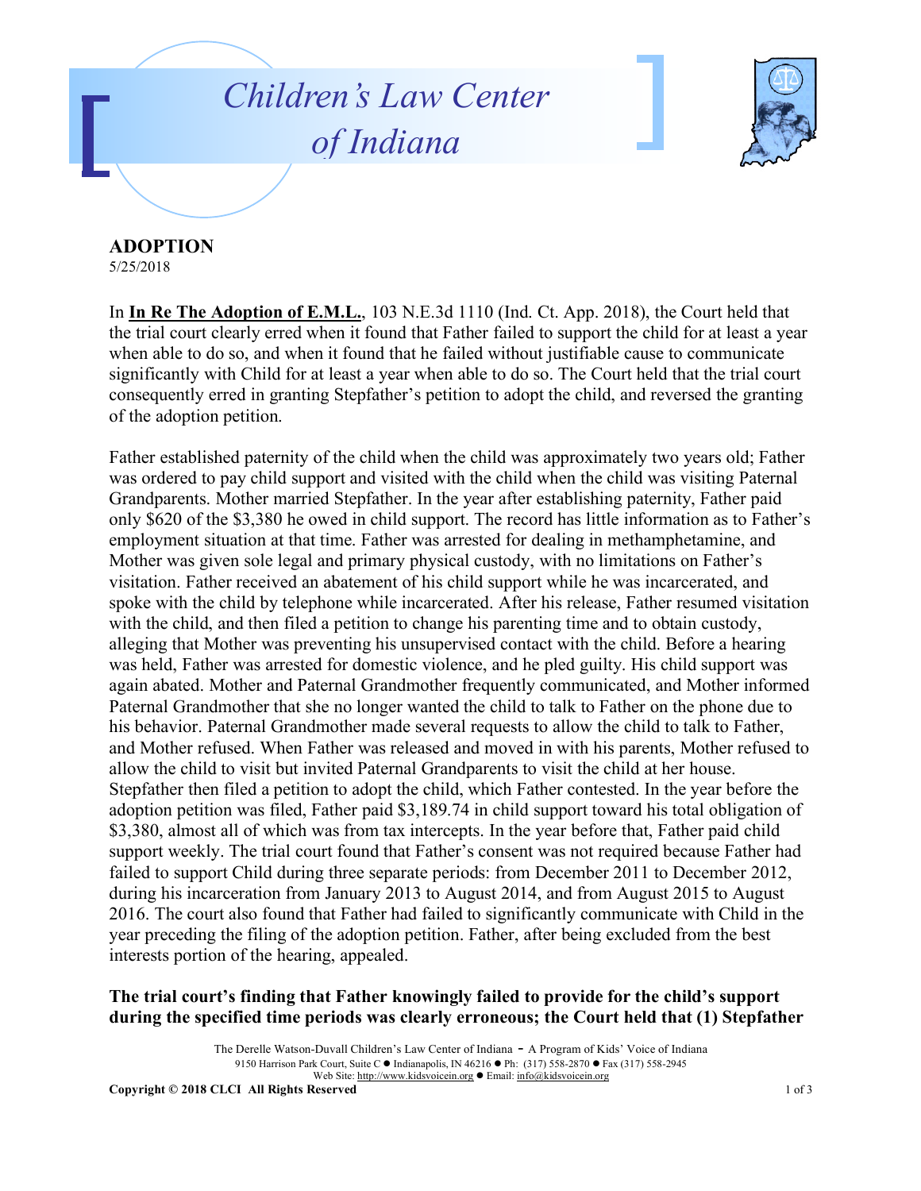**ADOPTION**
5/25/2018

In **In Re The Adoption of E.M.L.**, 103 N.E.3d 1110 (Ind. Ct. App. 2018), the Court held that the trial court clearly erred when it found that Father failed to support the child for at least a year when able to do so, and when it found that he failed without justifiable cause to communicate significantly with Child for at least a year when able to do so. The Court held that the trial court consequently erred in granting Stepfather's petition to adopt the child, and reversed the granting of the adoption petition.

Father established paternity of the child when the child was approximately two years old; Father was ordered to pay child support and visited with the child when the child was visiting Paternal Grandparents. Mother married Stepfather. In the year after establishing paternity, Father paid only $620 of the $3,380 he owed in child support. The record has little information as to Father's employment situation at that time. Father was arrested for dealing in methamphetamine, and Mother was given sole legal and primary physical custody, with no limitations on Father's visitation. Father received an abatement of his child support while he was incarcerated, and spoke with the child by telephone while incarcerated. After his release, Father resumed visitation with the child, and then filed a petition to change his parenting time and to obtain custody, alleging that Mother was preventing his unsupervised contact with the child. Before a hearing was held, Father was arrested for domestic violence, and he pled guilty. His child support was again abated. Mother and Paternal Grandmother frequently communicated, and Mother informed Paternal Grandmother that she no longer wanted the child to talk to Father on the phone due to his behavior. Paternal Grandmother made several requests to allow the child to talk to Father, and Mother refused. When Father was released and moved in with his parents, Mother refused to allow the child to visit but invited Paternal Grandparents to visit the child at her house. Stepfather then filed a petition to adopt the child, which Father contested. In the year before the adoption petition was filed, Father paid $3,189.74 in child support toward his total obligation of $3,380, almost all of which was from tax intercepts. In the year before that, Father paid child support weekly. The trial court found that Father's consent was not required because Father had failed to support Child during three separate periods: from December 2011 to December 2012, during his incarceration from January 2013 to August 2014, and from August 2015 to August 2016. The court also found that Father had failed to significantly communicate with Child in the year preceding the filing of the adoption petition. Father, after being excluded from the best interests portion of the hearing, appealed.

**The trial court's finding that Father knowingly failed to provide for the child's support during the specified time periods was clearly erroneous; the Court held that (1) Stepfather**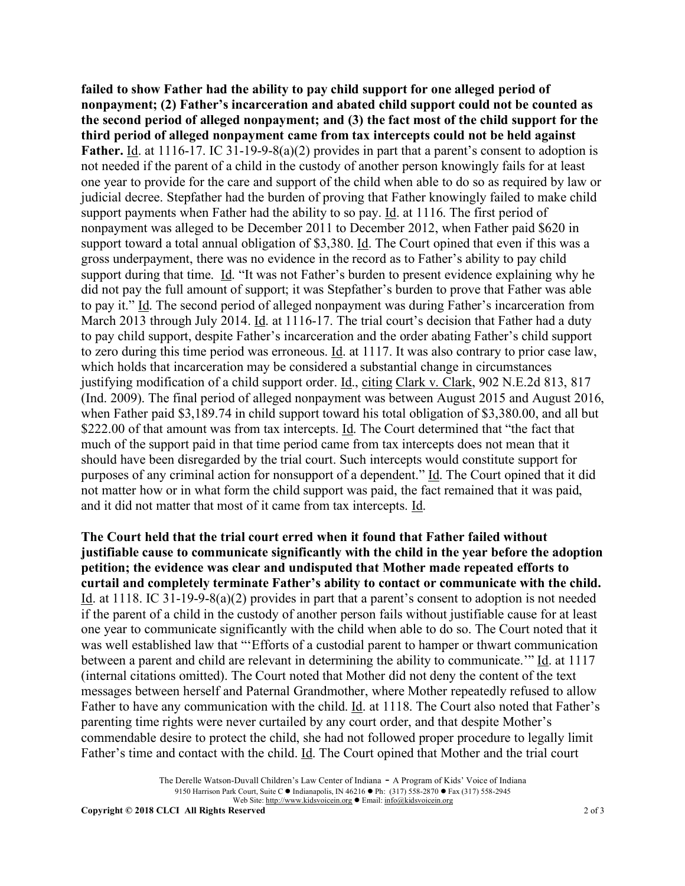**failed to show Father had the ability to pay child support for one alleged period of nonpayment; (2) Father's incarceration and abated child support could not be counted as the second period of alleged nonpayment; and (3) the fact most of the child support for the third period of alleged nonpayment came from tax intercepts could not be held against Father.** Id. at 1116-17. IC 31-19-9-8(a)(2) provides in part that a parent's consent to adoption is not needed if the parent of a child in the custody of another person knowingly fails for at least one year to provide for the care and support of the child when able to do so as required by law or judicial decree. Stepfather had the burden of proving that Father knowingly failed to make child support payments when Father had the ability to so pay. Id. at 1116. The first period of nonpayment was alleged to be December 2011 to December 2012, when Father paid $620 in support toward a total annual obligation of $3,380. Id. The Court opined that even if this was a gross underpayment, there was no evidence in the record as to Father's ability to pay child support during that time. Id. "It was not Father's burden to present evidence explaining why he did not pay the full amount of support; it was Stepfather's burden to prove that Father was able to pay it." Id. The second period of alleged nonpayment was during Father's incarceration from March 2013 through July 2014. Id. at 1116-17. The trial court's decision that Father had a duty to pay child support, despite Father's incarceration and the order abating Father's child support to zero during this time period was erroneous. Id. at 1117. It was also contrary to prior case law, which holds that incarceration may be considered a substantial change in circumstances justifying modification of a child support order. Id., citing Clark v. Clark, 902 N.E.2d 813, 817 (Ind. 2009). The final period of alleged nonpayment was between August 2015 and August 2016, when Father paid $3,189.74 in child support toward his total obligation of $3,380.00, and all but $222.00 of that amount was from tax intercepts. Id. The Court determined that "the fact that much of the support paid in that time period came from tax intercepts does not mean that it should have been disregarded by the trial court. Such intercepts would constitute support for purposes of any criminal action for nonsupport of a dependent." Id. The Court opined that it did not matter how or in what form the child support was paid, the fact remained that it was paid, and it did not matter that most of it came from tax intercepts. Id.

**The Court held that the trial court erred when it found that Father failed without justifiable cause to communicate significantly with the child in the year before the adoption petition; the evidence was clear and undisputed that Mother made repeated efforts to curtail and completely terminate Father's ability to contact or communicate with the child.** Id. at 1118. IC 31-19-9-8(a)(2) provides in part that a parent's consent to adoption is not needed if the parent of a child in the custody of another person fails without justifiable cause for at least one year to communicate significantly with the child when able to do so. The Court noted that it was well established law that "'Efforts of a custodial parent to hamper or thwart communication between a parent and child are relevant in determining the ability to communicate.'" Id. at 1117 (internal citations omitted). The Court noted that Mother did not deny the content of the text messages between herself and Paternal Grandmother, where Mother repeatedly refused to allow Father to have any communication with the child. Id. at 1118. The Court also noted that Father's parenting time rights were never curtailed by any court order, and that despite Mother's commendable desire to protect the child, she had not followed proper procedure to legally limit Father's time and contact with the child. Id. The Court opined that Mother and the trial court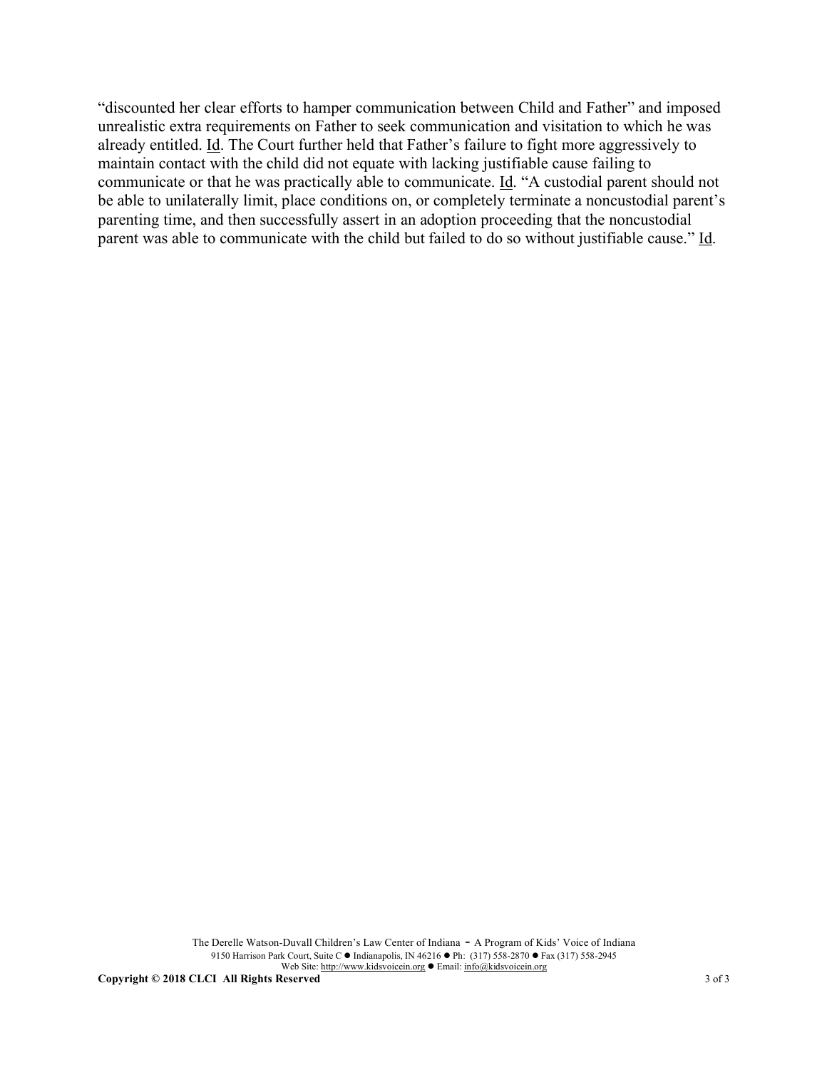"discounted her clear efforts to hamper communication between Child and Father" and imposed unrealistic extra requirements on Father to seek communication and visitation to which he was already entitled. Id. The Court further held that Father's failure to fight more aggressively to maintain contact with the child did not equate with lacking justifiable cause failing to communicate or that he was practically able to communicate. Id. "A custodial parent should not be able to unilaterally limit, place conditions on, or completely terminate a noncustodial parent's parenting time, and then successfully assert in an adoption proceeding that the noncustodial parent was able to communicate with the child but failed to do so without justifiable cause." Id.